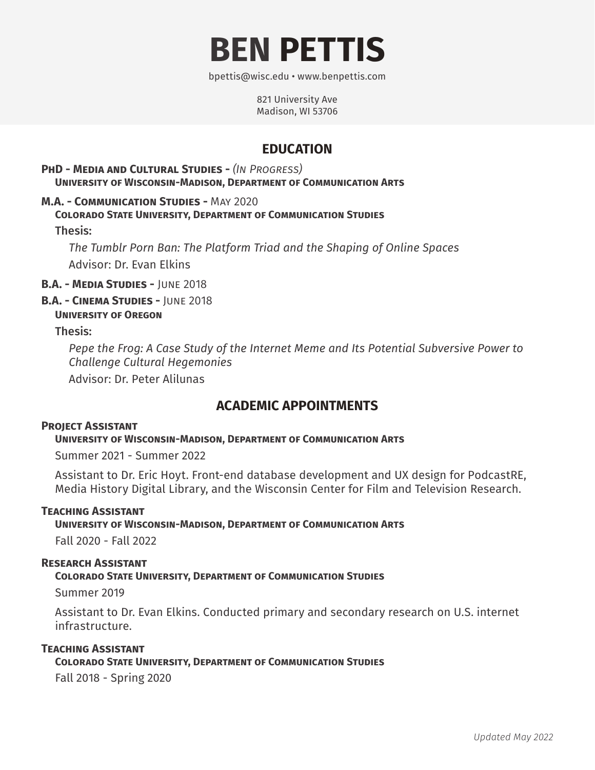# BEN PETTIS

bpettis@wisc.edu • www.benpettis.com

821 University Ave
Madison, WI 53706

## EDUCATION

**PhD - Media and Cultural Studies -** *(In Progress)*
**University of Wisconsin-Madison, Department of Communication Arts**

**M.A. - Communication Studies -** May 2020
**Colorado State University, Department of Communication Studies**

Thesis:

*The Tumblr Porn Ban: The Platform Triad and the Shaping of Online Spaces*

Advisor: Dr. Evan Elkins

**B.A. - Media Studies -** June 2018

**B.A. - Cinema Studies -** June 2018
**University of Oregon**

Thesis:

*Pepe the Frog: A Case Study of the Internet Meme and Its Potential Subversive Power to Challenge Cultural Hegemonies*

Advisor: Dr. Peter Alilunas

## ACADEMIC APPOINTMENTS

**Project Assistant**
**University of Wisconsin-Madison, Department of Communication Arts**

Summer 2021 - Summer 2022

Assistant to Dr. Eric Hoyt. Front-end database development and UX design for PodcastRE, Media History Digital Library, and the Wisconsin Center for Film and Television Research.

**Teaching Assistant**
**University of Wisconsin-Madison, Department of Communication Arts**

Fall 2020 - Fall 2022

**Research Assistant**
**Colorado State University, Department of Communication Studies**

Summer 2019

Assistant to Dr. Evan Elkins. Conducted primary and secondary research on U.S. internet infrastructure.

**Teaching Assistant**
**Colorado State University, Department of Communication Studies**

Fall 2018 - Spring 2020

*Updated May 2022*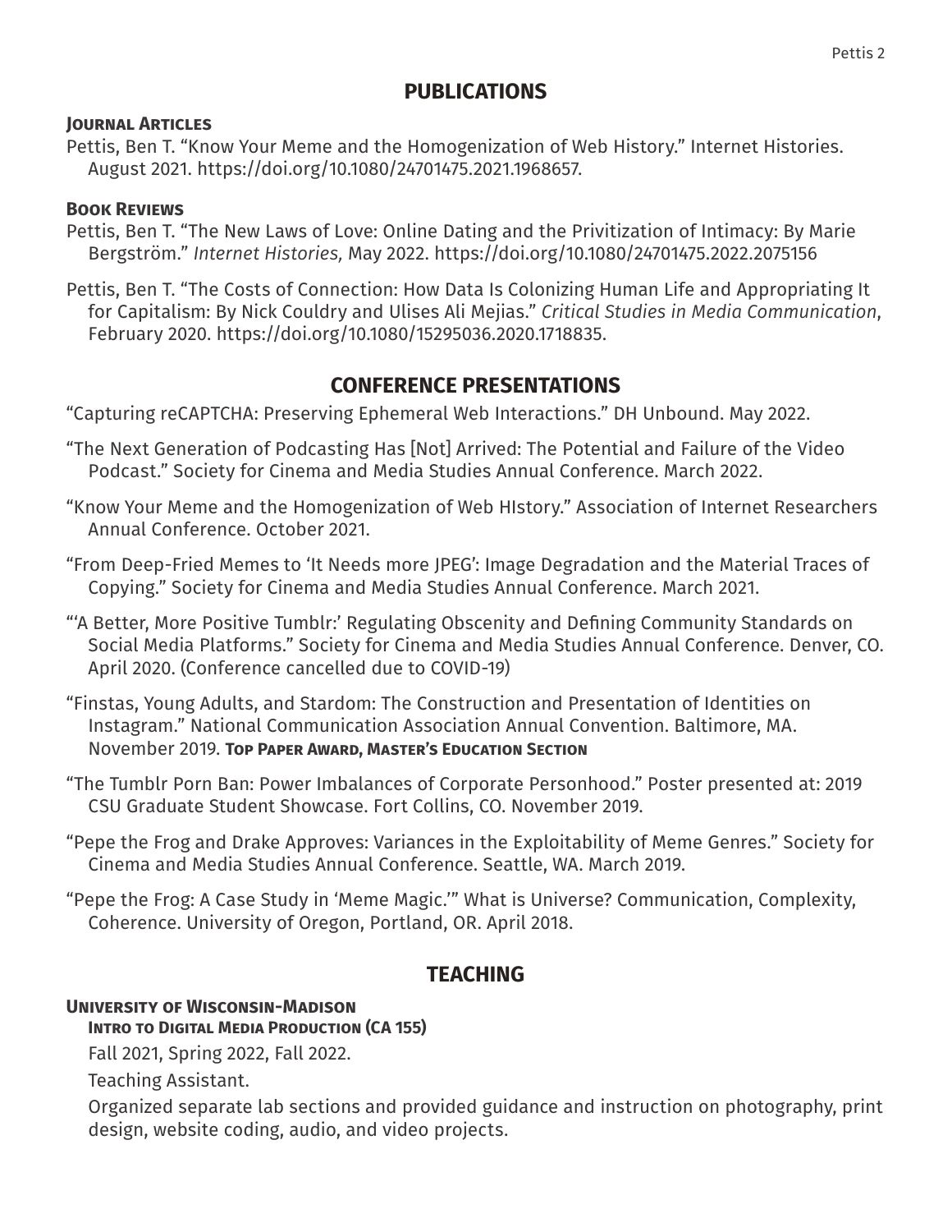## PUBLICATIONS

### Journal Articles

Pettis, Ben T. "Know Your Meme and the Homogenization of Web History." Internet Histories. August 2021. https://doi.org/10.1080/24701475.2021.1968657.

### Book Reviews

Pettis, Ben T. "The New Laws of Love: Online Dating and the Privitization of Intimacy: By Marie Bergström." *Internet Histories,* May 2022. https://doi.org/10.1080/24701475.2022.2075156

Pettis, Ben T. "The Costs of Connection: How Data Is Colonizing Human Life and Appropriating It for Capitalism: By Nick Couldry and Ulises Ali Mejias." *Critical Studies in Media Communication*, February 2020. https://doi.org/10.1080/15295036.2020.1718835.

## CONFERENCE PRESENTATIONS

"Capturing reCAPTCHA: Preserving Ephemeral Web Interactions." DH Unbound. May 2022.

"The Next Generation of Podcasting Has [Not] Arrived: The Potential and Failure of the Video Podcast." Society for Cinema and Media Studies Annual Conference. March 2022.

"Know Your Meme and the Homogenization of Web HIstory." Association of Internet Researchers Annual Conference. October 2021.

"From Deep-Fried Memes to 'It Needs more JPEG': Image Degradation and the Material Traces of Copying." Society for Cinema and Media Studies Annual Conference. March 2021.

"'A Better, More Positive Tumblr:' Regulating Obscenity and Defining Community Standards on Social Media Platforms." Society for Cinema and Media Studies Annual Conference. Denver, CO. April 2020. (Conference cancelled due to COVID-19)

"Finstas, Young Adults, and Stardom: The Construction and Presentation of Identities on Instagram." National Communication Association Annual Convention. Baltimore, MA. November 2019. **Top Paper Award, Master's Education Section**

"The Tumblr Porn Ban: Power Imbalances of Corporate Personhood." Poster presented at: 2019 CSU Graduate Student Showcase. Fort Collins, CO. November 2019.

"Pepe the Frog and Drake Approves: Variances in the Exploitability of Meme Genres." Society for Cinema and Media Studies Annual Conference. Seattle, WA. March 2019.

"Pepe the Frog: A Case Study in 'Meme Magic.'" What is Universe? Communication, Complexity, Coherence. University of Oregon, Portland, OR. April 2018.

## TEACHING

### University of Wisconsin-Madison

**Intro to Digital Media Production (CA 155)**

Fall 2021, Spring 2022, Fall 2022.

Teaching Assistant.

Organized separate lab sections and provided guidance and instruction on photography, print design, website coding, audio, and video projects.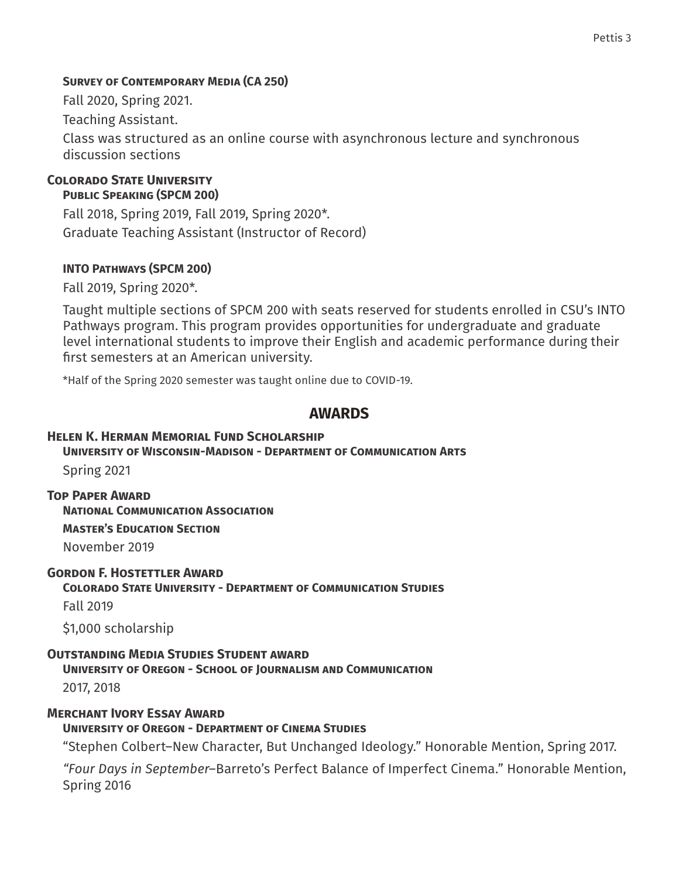**Survey of Contemporary Media (CA 250)**

Fall 2020, Spring 2021.

Teaching Assistant.

Class was structured as an online course with asynchronous lecture and synchronous discussion sections

**Colorado State University**

**Public Speaking (SPCM 200)**

Fall 2018, Spring 2019, Fall 2019, Spring 2020*.

Graduate Teaching Assistant (Instructor of Record)

**INTO Pathways (SPCM 200)**

Fall 2019, Spring 2020*.

Taught multiple sections of SPCM 200 with seats reserved for students enrolled in CSU's INTO Pathways program. This program provides opportunities for undergraduate and graduate level international students to improve their English and academic performance during their first semesters at an American university.

*Half of the Spring 2020 semester was taught online due to COVID-19.

## AWARDS

**Helen K. Herman Memorial Fund Scholarship**

**University of Wisconsin-Madison - Department of Communication Arts**

Spring 2021

**Top Paper Award**

**National Communication Association**

**Master's Education Section**

November 2019

**Gordon F. Hostettler Award**

**Colorado State University - Department of Communication Studies**

Fall 2019

$1,000 scholarship

**Outstanding Media Studies Student award**

**University of Oregon - School of Journalism and Communication**

2017, 2018

**Merchant Ivory Essay Award**

**University of Oregon - Department of Cinema Studies**

"Stephen Colbert–New Character, But Unchanged Ideology." Honorable Mention, Spring 2017.

"*Four Days in September*–Barreto's Perfect Balance of Imperfect Cinema." Honorable Mention, Spring 2016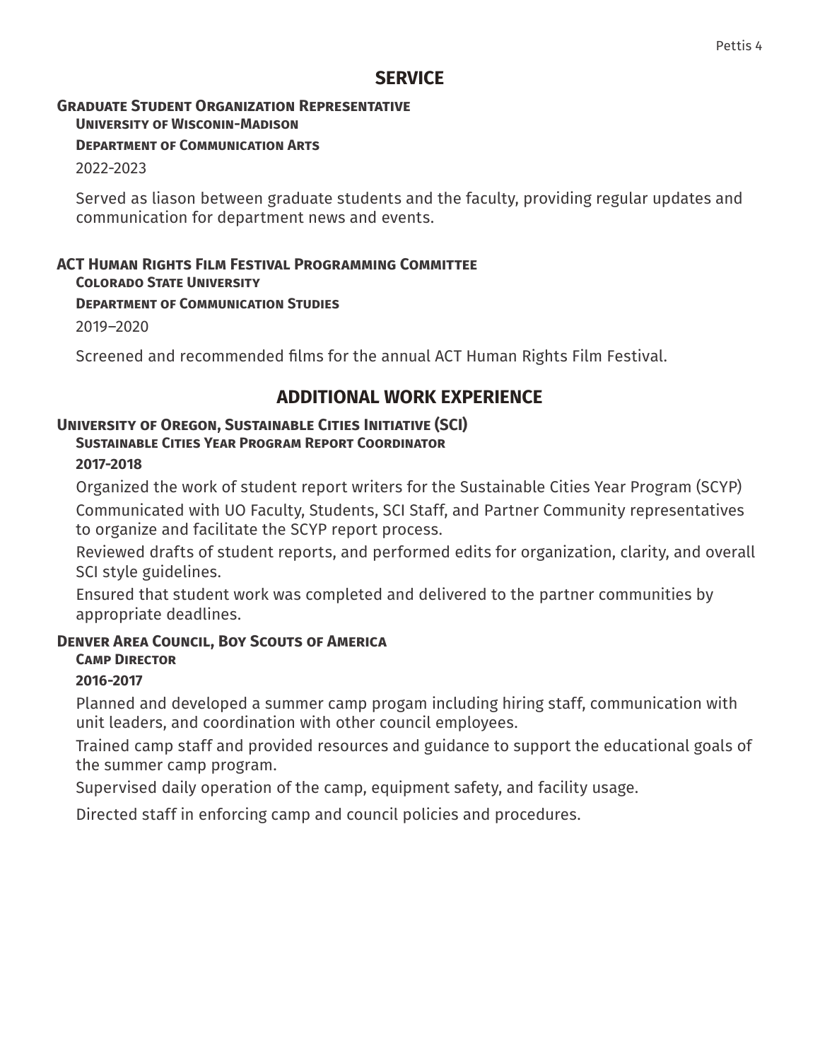## SERVICE

**Graduate Student Organization Representative**

**University of Wisconin-Madison**

**Department of Communication Arts**

2022-2023

Served as liason between graduate students and the faculty, providing regular updates and communication for department news and events.

**ACT Human Rights Film Festival Programming Committee**

**Colorado State University**

**Department of Communication Studies**

2019–2020

Screened and recommended films for the annual ACT Human Rights Film Festival.

## ADDITIONAL WORK EXPERIENCE

**University of Oregon, Sustainable Cities Initiative (SCI)**

**Sustainable Cities Year Program Report Coordinator**

**2017-2018**

Organized the work of student report writers for the Sustainable Cities Year Program (SCYP)

Communicated with UO Faculty, Students, SCI Staff, and Partner Community representatives to organize and facilitate the SCYP report process.

Reviewed drafts of student reports, and performed edits for organization, clarity, and overall SCI style guidelines.

Ensured that student work was completed and delivered to the partner communities by appropriate deadlines.

**Denver Area Council, Boy Scouts of America**

**Camp Director**

**2016-2017**

Planned and developed a summer camp progam including hiring staff, communication with unit leaders, and coordination with other council employees.

Trained camp staff and provided resources and guidance to support the educational goals of the summer camp program.

Supervised daily operation of the camp, equipment safety, and facility usage.

Directed staff in enforcing camp and council policies and procedures.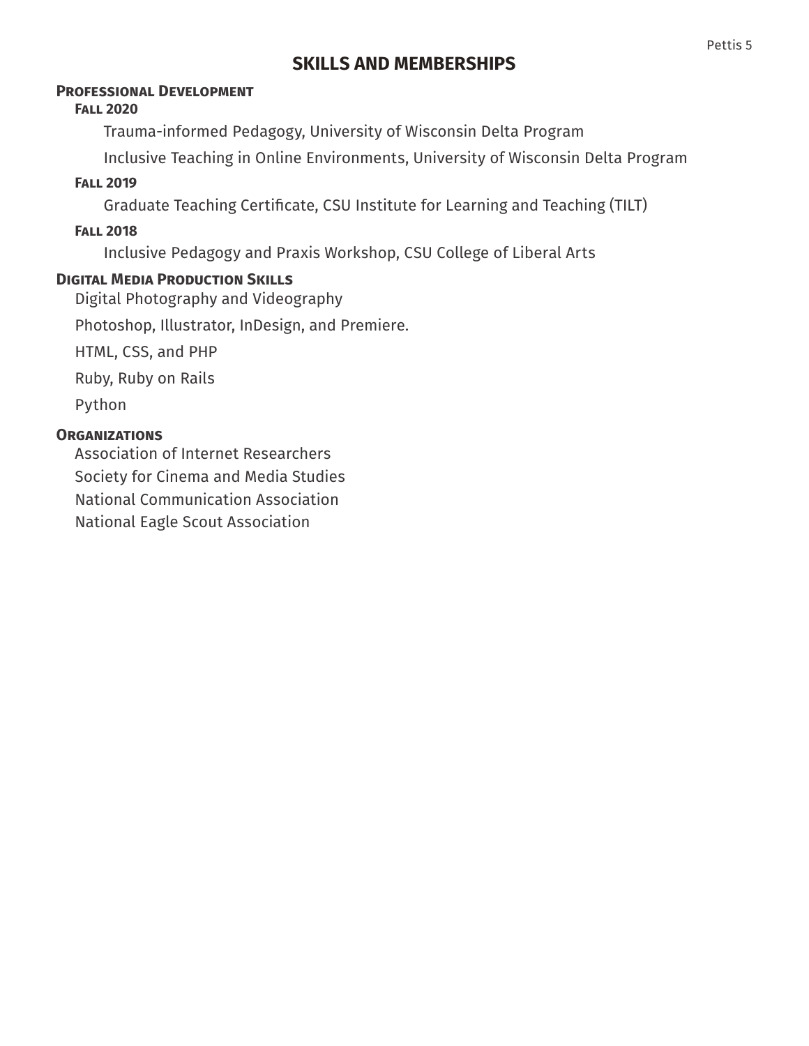## SKILLS AND MEMBERSHIPS

### Professional Development

#### Fall 2020

Trauma-informed Pedagogy, University of Wisconsin Delta Program

Inclusive Teaching in Online Environments, University of Wisconsin Delta Program

#### Fall 2019

Graduate Teaching Certificate, CSU Institute for Learning and Teaching (TILT)

#### Fall 2018

Inclusive Pedagogy and Praxis Workshop, CSU College of Liberal Arts

### Digital Media Production Skills

Digital Photography and Videography

Photoshop, Illustrator, InDesign, and Premiere.

HTML, CSS, and PHP

Ruby, Ruby on Rails

Python

### Organizations

Association of Internet Researchers
Society for Cinema and Media Studies
National Communication Association
National Eagle Scout Association